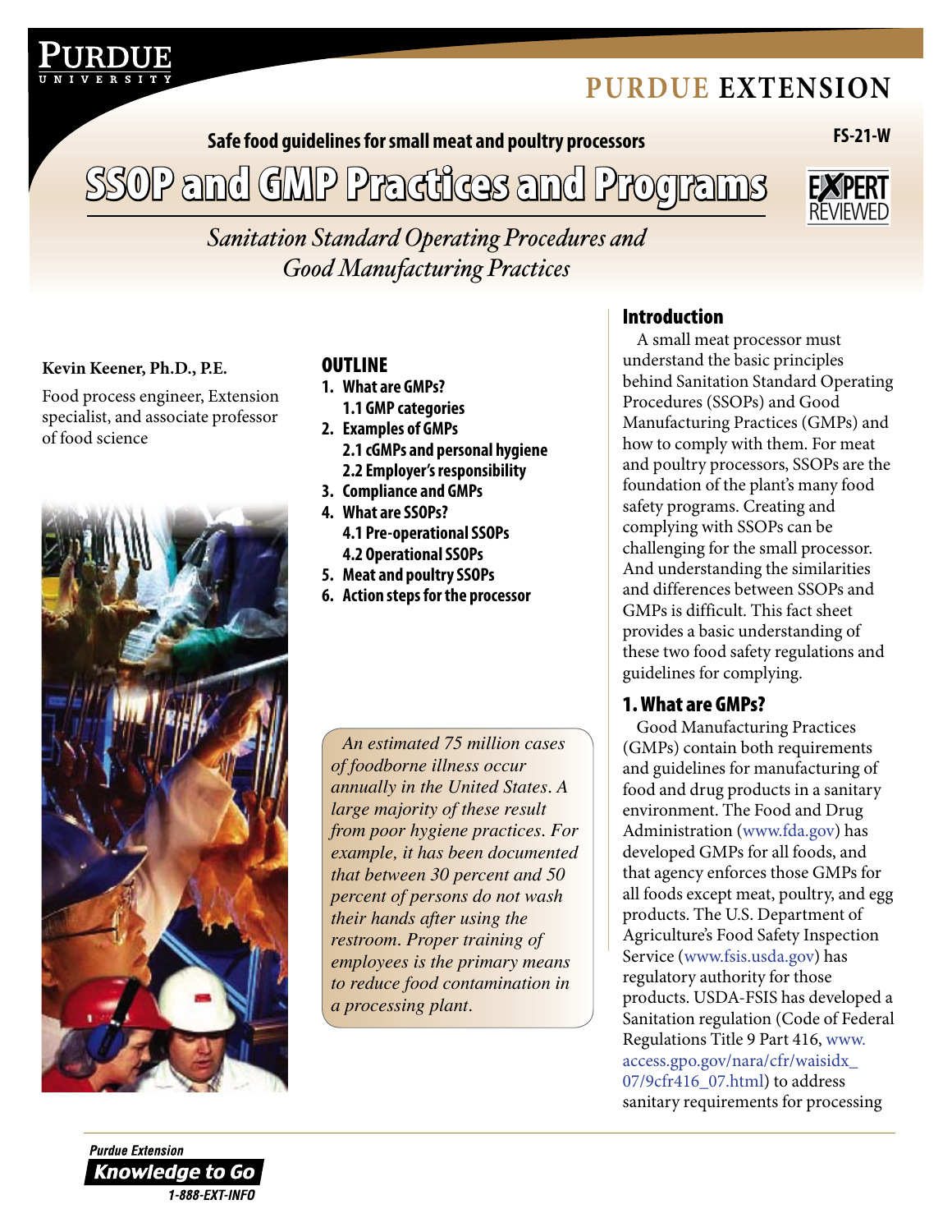PURDUE EXTENSION

FS-21-W

Safe food guidelines for small meat and poultry processors

# SSOP and GMP Practices and Programs

*Sanitation Standard Operating Procedures and Good Manufacturing Practices*

**Kevin Keener, Ph.D., P.E.**

Food process engineer, Extension specialist, and associate professor of food science

## OUTLINE

1. What are GMPs?
   - 1.1 GMP categories
2. Examples of GMPs
   - 2.1 cGMPs and personal hygiene
   - 2.2 Employer's responsibility
3. Compliance and GMPs
4. What are SSOPs?
   - 4.1 Pre-operational SSOPs
   - 4.2 Operational SSOPs
5. Meat and poultry SSOPs
6. Action steps for the processor

*An estimated 75 million cases of foodborne illness occur annually in the United States. A large majority of these result from poor hygiene practices. For example, it has been documented that between 30 percent and 50 percent of persons do not wash their hands after using the restroom. Proper training of employees is the primary means to reduce food contamination in a processing plant.*

## Introduction

A small meat processor must understand the basic principles behind Sanitation Standard Operating Procedures (SSOPs) and Good Manufacturing Practices (GMPs) and how to comply with them. For meat and poultry processors, SSOPs are the foundation of the plant's many food safety programs. Creating and complying with SSOPs can be challenging for the small processor. And understanding the similarities and differences between SSOPs and GMPs is difficult. This fact sheet provides a basic understanding of these two food safety regulations and guidelines for complying.

## 1. What are GMPs?

Good Manufacturing Practices (GMPs) contain both requirements and guidelines for manufacturing of food and drug products in a sanitary environment. The Food and Drug Administration (www.fda.gov) has developed GMPs for all foods, and that agency enforces those GMPs for all foods except meat, poultry, and egg products. The U.S. Department of Agriculture's Food Safety Inspection Service (www.fsis.usda.gov) has regulatory authority for those products. USDA-FSIS has developed a Sanitation regulation (Code of Federal Regulations Title 9 Part 416, www.access.gpo.gov/nara/cfr/waisidx_07/9cfr416_07.html) to address sanitary requirements for processing

Purdue Extension
Knowledge to Go
1-888-EXT-INFO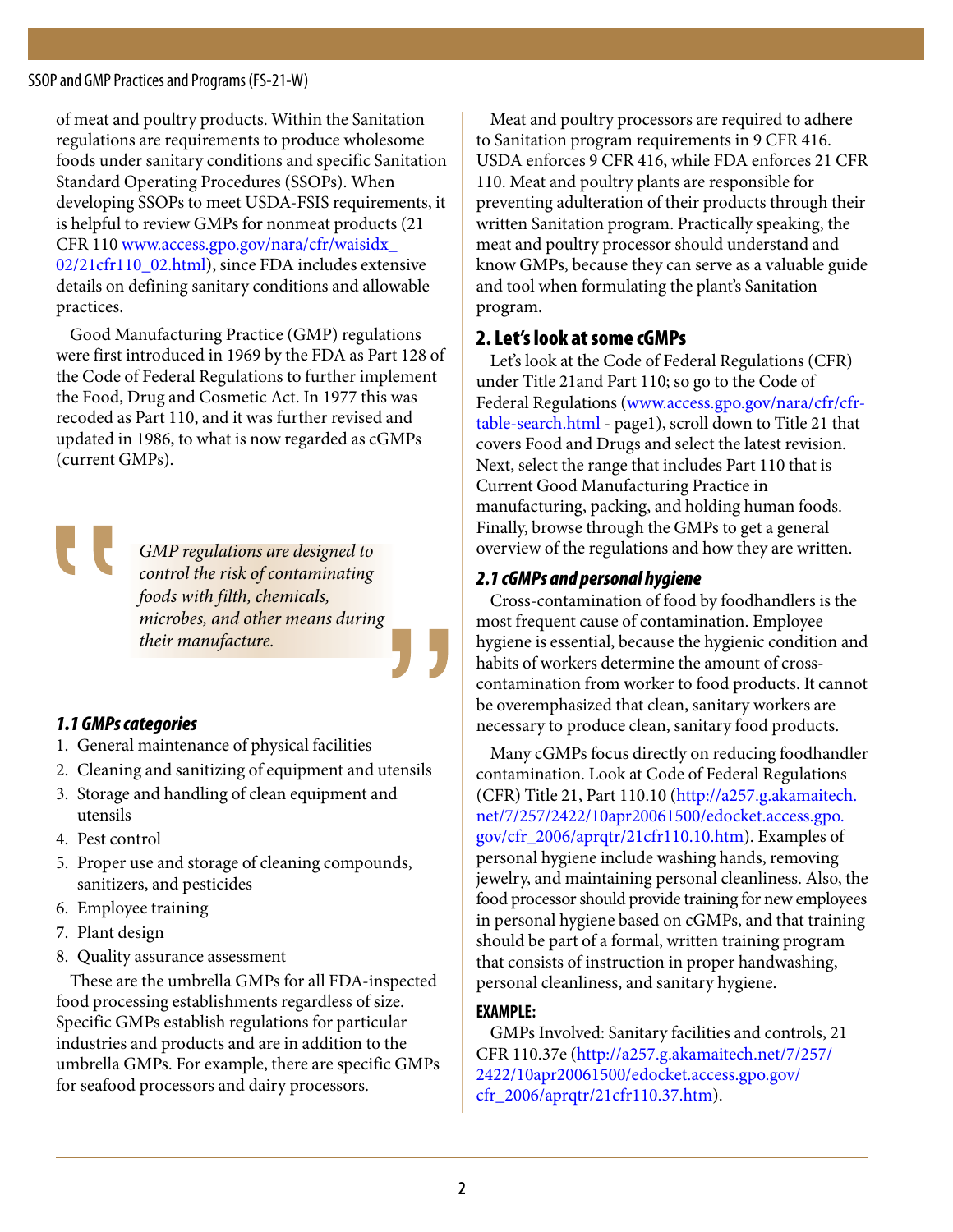of meat and poultry products. Within the Sanitation regulations are requirements to produce wholesome foods under sanitary conditions and specific Sanitation Standard Operating Procedures (SSOPs). When developing SSOPs to meet USDA-FSIS requirements, it is helpful to review GMPs for nonmeat products (21 CFR 110 www.access.gpo.gov/nara/cfr/waisidx_02/21cfr110_02.html), since FDA includes extensive details on defining sanitary conditions and allowable practices.

Good Manufacturing Practice (GMP) regulations were first introduced in 1969 by the FDA as Part 128 of the Code of Federal Regulations to further implement the Food, Drug and Cosmetic Act. In 1977 this was recoded as Part 110, and it was further revised and updated in 1986, to what is now regarded as cGMPs (current GMPs).

> *GMP regulations are designed to control the risk of contaminating foods with filth, chemicals, microbes, and other means during their manufacture.*

### *1.1 GMPs categories*

1. General maintenance of physical facilities
2. Cleaning and sanitizing of equipment and utensils
3. Storage and handling of clean equipment and utensils
4. Pest control
5. Proper use and storage of cleaning compounds, sanitizers, and pesticides
6. Employee training
7. Plant design
8. Quality assurance assessment

These are the umbrella GMPs for all FDA-inspected food processing establishments regardless of size. Specific GMPs establish regulations for particular industries and products and are in addition to the umbrella GMPs. For example, there are specific GMPs for seafood processors and dairy processors.

Meat and poultry processors are required to adhere to Sanitation program requirements in 9 CFR 416. USDA enforces 9 CFR 416, while FDA enforces 21 CFR 110. Meat and poultry plants are responsible for preventing adulteration of their products through their written Sanitation program. Practically speaking, the meat and poultry processor should understand and know GMPs, because they can serve as a valuable guide and tool when formulating the plant's Sanitation program.

## 2. Let's look at some cGMPs

Let's look at the Code of Federal Regulations (CFR) under Title 21and Part 110; so go to the Code of Federal Regulations (www.access.gpo.gov/nara/cfr/cfr-table-search.html - page1), scroll down to Title 21 that covers Food and Drugs and select the latest revision. Next, select the range that includes Part 110 that is Current Good Manufacturing Practice in manufacturing, packing, and holding human foods. Finally, browse through the GMPs to get a general overview of the regulations and how they are written.

### *2.1 cGMPs and personal hygiene*

Cross-contamination of food by foodhandlers is the most frequent cause of contamination. Employee hygiene is essential, because the hygienic condition and habits of workers determine the amount of cross-contamination from worker to food products. It cannot be overemphasized that clean, sanitary workers are necessary to produce clean, sanitary food products.

Many cGMPs focus directly on reducing foodhandler contamination. Look at Code of Federal Regulations (CFR) Title 21, Part 110.10 (http://a257.g.akamaitech.net/7/257/2422/10apr20061500/edocket.access.gpo.gov/cfr_2006/aprqtr/21cfr110.10.htm). Examples of personal hygiene include washing hands, removing jewelry, and maintaining personal cleanliness. Also, the food processor should provide training for new employees in personal hygiene based on cGMPs, and that training should be part of a formal, written training program that consists of instruction in proper handwashing, personal cleanliness, and sanitary hygiene.

**EXAMPLE:**

GMPs Involved: Sanitary facilities and controls, 21 CFR 110.37e (http://a257.g.akamaitech.net/7/257/2422/10apr20061500/edocket.access.gpo.gov/cfr_2006/aprqtr/21cfr110.37.htm).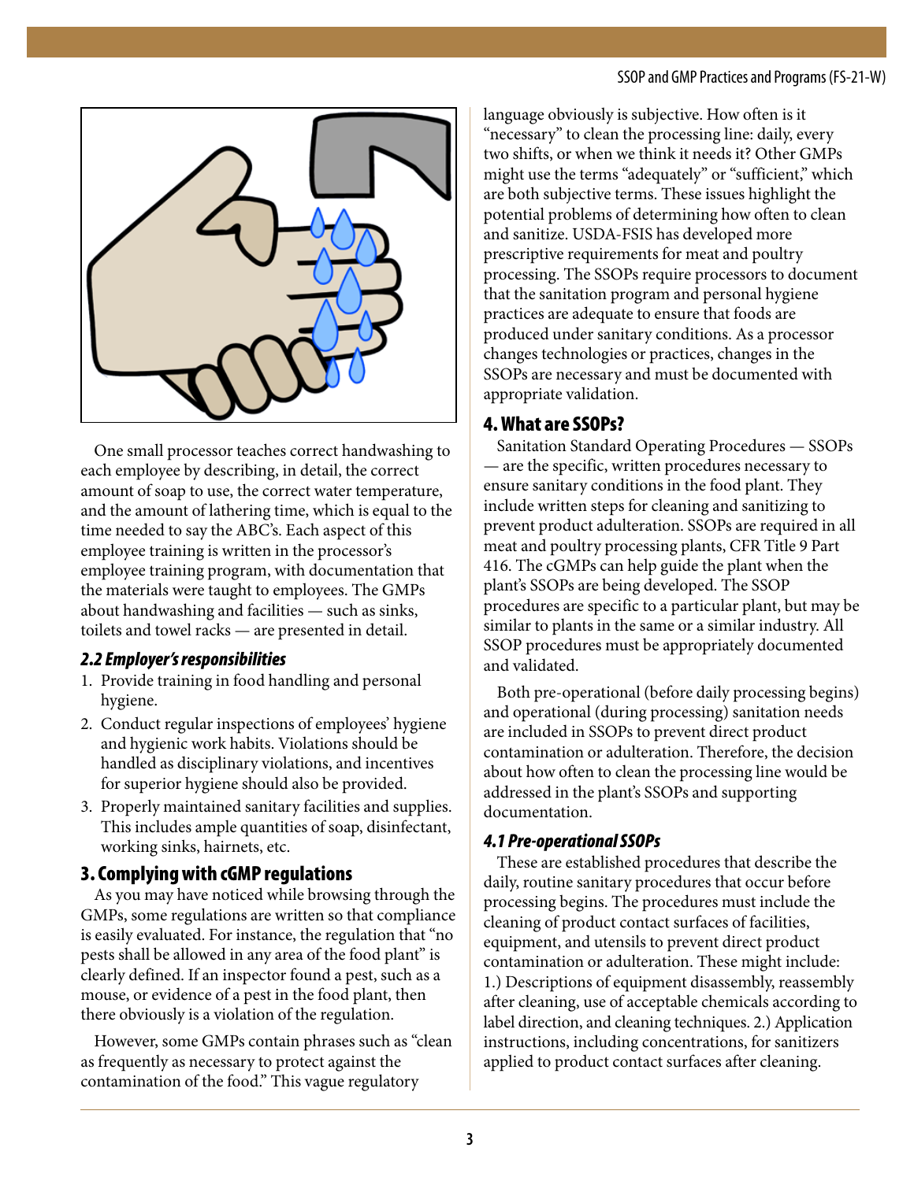One small processor teaches correct handwashing to each employee by describing, in detail, the correct amount of soap to use, the correct water temperature, and the amount of lathering time, which is equal to the time needed to say the ABC's. Each aspect of this employee training is written in the processor's employee training program, with documentation that the materials were taught to employees. The GMPs about handwashing and facilities — such as sinks, toilets and towel racks — are presented in detail.

### *2.2 Employer's responsibilities*

1. Provide training in food handling and personal hygiene.
2. Conduct regular inspections of employees' hygiene and hygienic work habits. Violations should be handled as disciplinary violations, and incentives for superior hygiene should also be provided.
3. Properly maintained sanitary facilities and supplies. This includes ample quantities of soap, disinfectant, working sinks, hairnets, etc.

## 3. Complying with cGMP regulations

As you may have noticed while browsing through the GMPs, some regulations are written so that compliance is easily evaluated. For instance, the regulation that "no pests shall be allowed in any area of the food plant" is clearly defined. If an inspector found a pest, such as a mouse, or evidence of a pest in the food plant, then there obviously is a violation of the regulation.

However, some GMPs contain phrases such as "clean as frequently as necessary to protect against the contamination of the food." This vague regulatory language obviously is subjective. How often is it "necessary" to clean the processing line: daily, every two shifts, or when we think it needs it? Other GMPs might use the terms "adequately" or "sufficient," which are both subjective terms. These issues highlight the potential problems of determining how often to clean and sanitize. USDA-FSIS has developed more prescriptive requirements for meat and poultry processing. The SSOPs require processors to document that the sanitation program and personal hygiene practices are adequate to ensure that foods are produced under sanitary conditions. As a processor changes technologies or practices, changes in the SSOPs are necessary and must be documented with appropriate validation.

## 4. What are SSOPs?

Sanitation Standard Operating Procedures — SSOPs — are the specific, written procedures necessary to ensure sanitary conditions in the food plant. They include written steps for cleaning and sanitizing to prevent product adulteration. SSOPs are required in all meat and poultry processing plants, CFR Title 9 Part 416. The cGMPs can help guide the plant when the plant's SSOPs are being developed. The SSOP procedures are specific to a particular plant, but may be similar to plants in the same or a similar industry. All SSOP procedures must be appropriately documented and validated.

Both pre-operational (before daily processing begins) and operational (during processing) sanitation needs are included in SSOPs to prevent direct product contamination or adulteration. Therefore, the decision about how often to clean the processing line would be addressed in the plant's SSOPs and supporting documentation.

### *4.1 Pre-operational SSOPs*

These are established procedures that describe the daily, routine sanitary procedures that occur before processing begins. The procedures must include the cleaning of product contact surfaces of facilities, equipment, and utensils to prevent direct product contamination or adulteration. These might include: 1.) Descriptions of equipment disassembly, reassembly after cleaning, use of acceptable chemicals according to label direction, and cleaning techniques. 2.) Application instructions, including concentrations, for sanitizers applied to product contact surfaces after cleaning.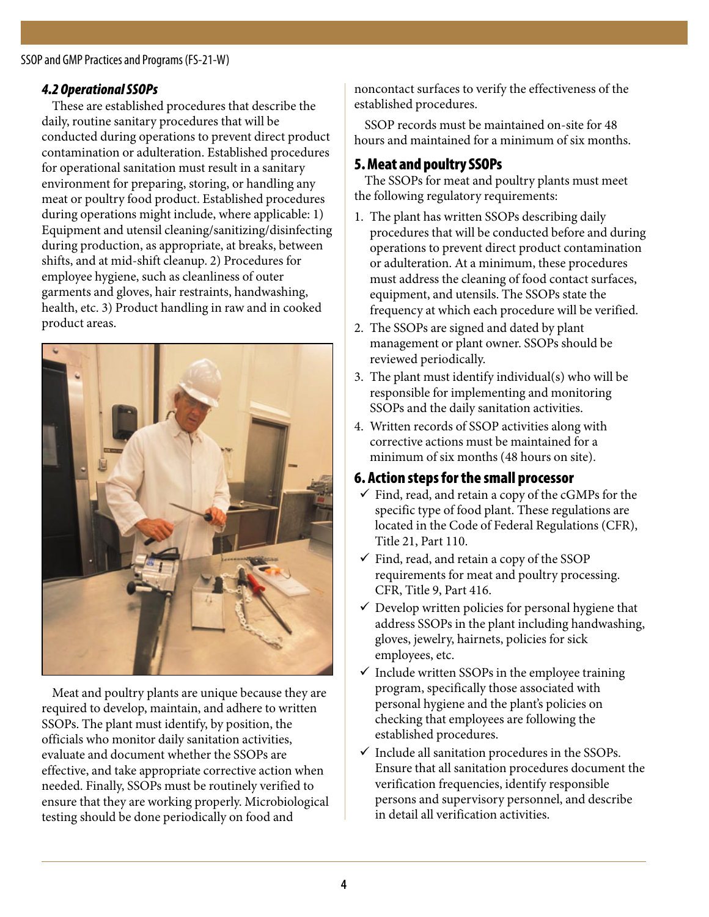### 4.2 Operational SSOPs

These are established procedures that describe the daily, routine sanitary procedures that will be conducted during operations to prevent direct product contamination or adulteration. Established procedures for operational sanitation must result in a sanitary environment for preparing, storing, or handling any meat or poultry food product. Established procedures during operations might include, where applicable: 1) Equipment and utensil cleaning/sanitizing/disinfecting during production, as appropriate, at breaks, between shifts, and at mid-shift cleanup. 2) Procedures for employee hygiene, such as cleanliness of outer garments and gloves, hair restraints, handwashing, health, etc. 3) Product handling in raw and in cooked product areas.

Meat and poultry plants are unique because they are required to develop, maintain, and adhere to written SSOPs. The plant must identify, by position, the officials who monitor daily sanitation activities, evaluate and document whether the SSOPs are effective, and take appropriate corrective action when needed. Finally, SSOPs must be routinely verified to ensure that they are working properly. Microbiological testing should be done periodically on food and noncontact surfaces to verify the effectiveness of the established procedures.

SSOP records must be maintained on-site for 48 hours and maintained for a minimum of six months.

## 5. Meat and poultry SSOPs

The SSOPs for meat and poultry plants must meet the following regulatory requirements:

1. The plant has written SSOPs describing daily procedures that will be conducted before and during operations to prevent direct product contamination or adulteration. At a minimum, these procedures must address the cleaning of food contact surfaces, equipment, and utensils. The SSOPs state the frequency at which each procedure will be verified.
2. The SSOPs are signed and dated by plant management or plant owner. SSOPs should be reviewed periodically.
3. The plant must identify individual(s) who will be responsible for implementing and monitoring SSOPs and the daily sanitation activities.
4. Written records of SSOP activities along with corrective actions must be maintained for a minimum of six months (48 hours on site).

## 6. Action steps for the small processor

- ✓ Find, read, and retain a copy of the cGMPs for the specific type of food plant. These regulations are located in the Code of Federal Regulations (CFR), Title 21, Part 110.
- ✓ Find, read, and retain a copy of the SSOP requirements for meat and poultry processing. CFR, Title 9, Part 416.
- ✓ Develop written policies for personal hygiene that address SSOPs in the plant including handwashing, gloves, jewelry, hairnets, policies for sick employees, etc.
- ✓ Include written SSOPs in the employee training program, specifically those associated with personal hygiene and the plant's policies on checking that employees are following the established procedures.
- ✓ Include all sanitation procedures in the SSOPs. Ensure that all sanitation procedures document the verification frequencies, identify responsible persons and supervisory personnel, and describe in detail all verification activities.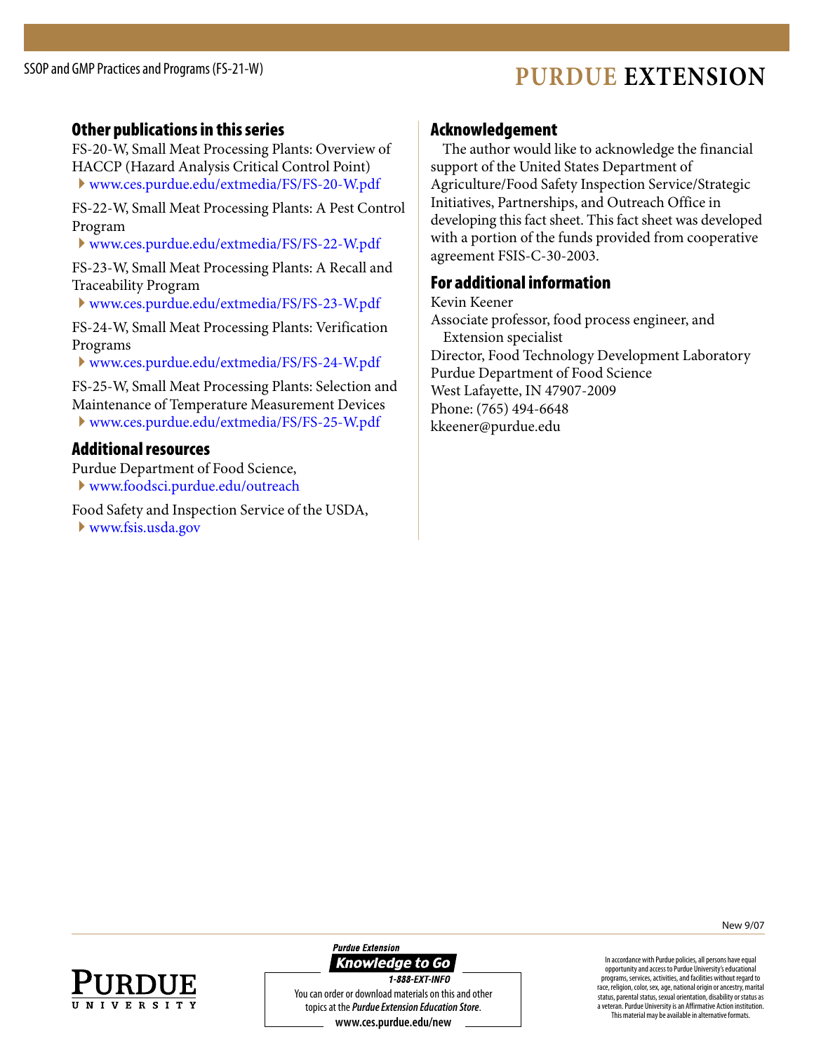## Other publications in this series

FS-20-W, Small Meat Processing Plants: Overview of HACCP (Hazard Analysis Critical Control Point)

- www.ces.purdue.edu/extmedia/FS/FS-20-W.pdf

FS-22-W, Small Meat Processing Plants: A Pest Control Program

- www.ces.purdue.edu/extmedia/FS/FS-22-W.pdf

FS-23-W, Small Meat Processing Plants: A Recall and Traceability Program

- www.ces.purdue.edu/extmedia/FS/FS-23-W.pdf

FS-24-W, Small Meat Processing Plants: Verification Programs

- www.ces.purdue.edu/extmedia/FS/FS-24-W.pdf

FS-25-W, Small Meat Processing Plants: Selection and Maintenance of Temperature Measurement Devices

- www.ces.purdue.edu/extmedia/FS/FS-25-W.pdf

## Additional resources

Purdue Department of Food Science,

- www.foodsci.purdue.edu/outreach

Food Safety and Inspection Service of the USDA,

- www.fsis.usda.gov

## Acknowledgement

The author would like to acknowledge the financial support of the United States Department of Agriculture/Food Safety Inspection Service/Strategic Initiatives, Partnerships, and Outreach Office in developing this fact sheet. This fact sheet was developed with a portion of the funds provided from cooperative agreement FSIS-C-30-2003.

## For additional information

Kevin Keener
Associate professor, food process engineer, and Extension specialist
Director, Food Technology Development Laboratory
Purdue Department of Food Science
West Lafayette, IN 47907-2009
Phone: (765) 494-6648
kkeener@purdue.edu

New 9/07

Purdue Extension
**Knowledge to Go**
1-888-EXT-INFO

You can order or download materials on this and other topics at the *Purdue Extension Education Store*.
**www.ces.purdue.edu/new**

In accordance with Purdue policies, all persons have equal opportunity and access to Purdue University's educational programs, services, activities, and facilities without regard to race, religion, color, sex, age, national origin or ancestry, marital status, parental status, sexual orientation, disability or status as a veteran. Purdue University is an Affirmative Action institution. This material may be available in alternative formats.